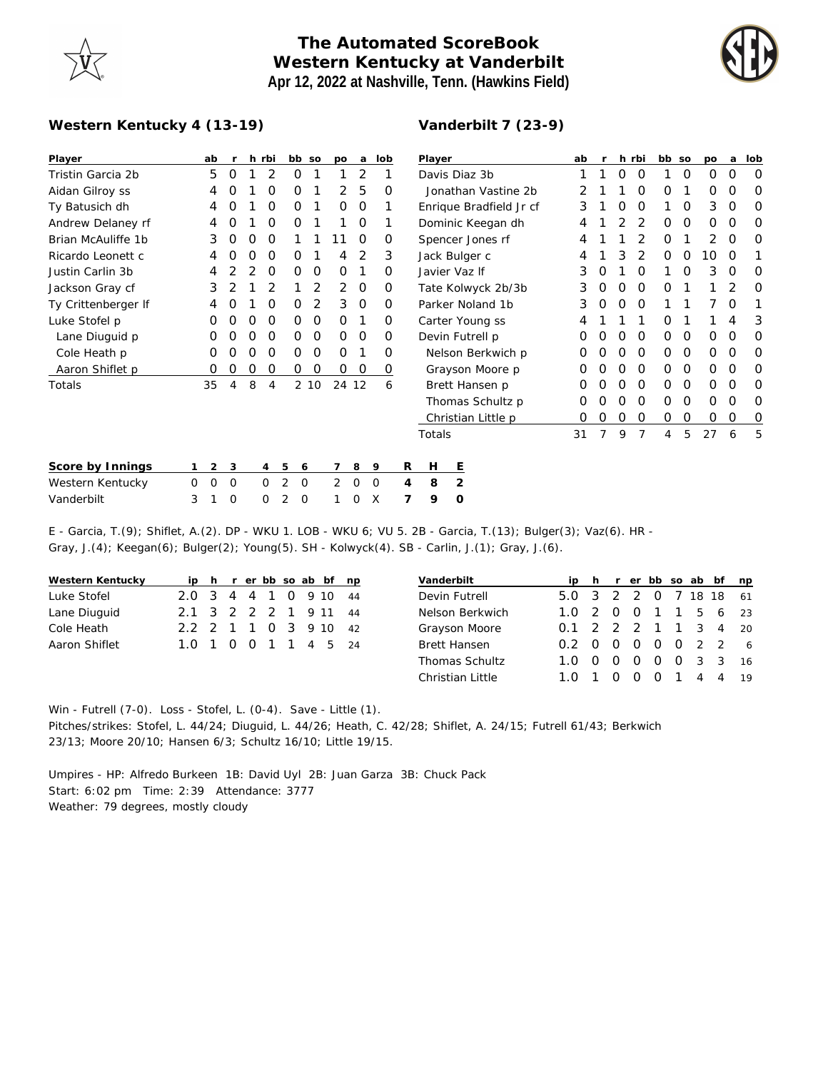# The Automated ScoreBook
## Western Kentucky at Vanderbilt
### Apr 12, 2022 at Nashville, Tenn. (Hawkins Field)

**Western Kentucky 4 (13-19)**

| Player | ab | r | h | rbi | bb | so | po | a | lob |
|---|---|---|---|---|---|---|---|---|---|
| Tristin Garcia 2b | 5 | 0 | 1 | 2 | 0 | 1 | 1 | 2 | 1 |
| Aidan Gilroy ss | 4 | 0 | 1 | 0 | 0 | 1 | 2 | 5 | 0 |
| Ty Batusich dh | 4 | 0 | 1 | 0 | 0 | 1 | 0 | 0 | 1 |
| Andrew Delaney rf | 4 | 0 | 1 | 0 | 0 | 1 | 1 | 0 | 1 |
| Brian McAuliffe 1b | 3 | 0 | 0 | 0 | 1 | 1 | 11 | 0 | 0 |
| Ricardo Leonett c | 4 | 0 | 0 | 0 | 0 | 1 | 4 | 2 | 3 |
| Justin Carlin 3b | 4 | 2 | 2 | 0 | 0 | 0 | 0 | 1 | 0 |
| Jackson Gray cf | 3 | 2 | 1 | 2 | 1 | 2 | 2 | 0 | 0 |
| Ty Crittenberger lf | 4 | 0 | 1 | 0 | 0 | 2 | 3 | 0 | 0 |
| Luke Stofel p | 0 | 0 | 0 | 0 | 0 | 0 | 0 | 1 | 0 |
| Lane Diuguid p | 0 | 0 | 0 | 0 | 0 | 0 | 0 | 0 | 0 |
| Cole Heath p | 0 | 0 | 0 | 0 | 0 | 0 | 0 | 1 | 0 |
| Aaron Shiflet p | 0 | 0 | 0 | 0 | 0 | 0 | 0 | 0 | 0 |
| Totals | 35 | 4 | 8 | 4 | 2 | 10 | 24 | 12 | 6 |

**Vanderbilt 7 (23-9)**

| Player | ab | r | h | rbi | bb | so | po | a | lob |
|---|---|---|---|---|---|---|---|---|---|
| Davis Diaz 3b | 1 | 1 | 0 | 0 | 1 | 0 | 0 | 0 | 0 |
| Jonathan Vastine 2b | 2 | 1 | 1 | 0 | 0 | 1 | 0 | 0 | 0 |
| Enrique Bradfield Jr cf | 3 | 1 | 0 | 0 | 1 | 0 | 3 | 0 | 0 |
| Dominic Keegan dh | 4 | 1 | 2 | 2 | 0 | 0 | 0 | 0 | 0 |
| Spencer Jones rf | 4 | 1 | 1 | 2 | 0 | 1 | 2 | 0 | 0 |
| Jack Bulger c | 4 | 1 | 3 | 2 | 0 | 0 | 10 | 0 | 1 |
| Javier Vaz lf | 3 | 0 | 1 | 0 | 1 | 0 | 3 | 0 | 0 |
| Tate Kolwyck 2b/3b | 3 | 0 | 0 | 0 | 0 | 1 | 1 | 2 | 0 |
| Parker Noland 1b | 3 | 0 | 0 | 0 | 1 | 1 | 7 | 0 | 1 |
| Carter Young ss | 4 | 1 | 1 | 1 | 0 | 1 | 1 | 4 | 3 |
| Devin Futrell p | 0 | 0 | 0 | 0 | 0 | 0 | 0 | 0 | 0 |
| Nelson Berkwich p | 0 | 0 | 0 | 0 | 0 | 0 | 0 | 0 | 0 |
| Grayson Moore p | 0 | 0 | 0 | 0 | 0 | 0 | 0 | 0 | 0 |
| Brett Hansen p | 0 | 0 | 0 | 0 | 0 | 0 | 0 | 0 | 0 |
| Thomas Schultz p | 0 | 0 | 0 | 0 | 0 | 0 | 0 | 0 | 0 |
| Christian Little p | 0 | 0 | 0 | 0 | 0 | 0 | 0 | 0 | 0 |
| Totals | 31 | 7 | 9 | 7 | 4 | 5 | 27 | 6 | 5 |

| Score by Innings | 1 | 2 | 3 | 4 | 5 | 6 | 7 | 8 | 9 | R | H | E |
|---|---|---|---|---|---|---|---|---|---|---|---|---|
| Western Kentucky | 0 | 0 | 0 | 0 | 2 | 0 | 2 | 0 | 0 | 4 | 8 | 2 |
| Vanderbilt | 3 | 1 | 0 | 0 | 2 | 0 | 1 | 0 | X | 7 | 9 | 0 |

E - Garcia, T.(9); Shiflet, A.(2). DP - WKU 1. LOB - WKU 6; VU 5. 2B - Garcia, T.(13); Bulger(3); Vaz(6). HR - Gray, J.(4); Keegan(6); Bulger(2); Young(5). SH - Kolwyck(4). SB - Carlin, J.(1); Gray, J.(6).

| Western Kentucky | ip | h | r | er | bb | so | ab | bf | np |
|---|---|---|---|---|---|---|---|---|---|
| Luke Stofel | 2.0 | 3 | 4 | 4 | 1 | 0 | 9 | 10 | 44 |
| Lane Diuguid | 2.1 | 3 | 2 | 2 | 2 | 1 | 9 | 11 | 44 |
| Cole Heath | 2.2 | 2 | 1 | 1 | 0 | 3 | 9 | 10 | 42 |
| Aaron Shiflet | 1.0 | 1 | 0 | 0 | 1 | 1 | 4 | 5 | 24 |

| Vanderbilt | ip | h | r | er | bb | so | ab | bf | np |
|---|---|---|---|---|---|---|---|---|---|
| Devin Futrell | 5.0 | 3 | 2 | 2 | 0 | 7 | 18 | 18 | 61 |
| Nelson Berkwich | 1.0 | 2 | 0 | 0 | 1 | 1 | 5 | 6 | 23 |
| Grayson Moore | 0.1 | 2 | 2 | 2 | 1 | 1 | 3 | 4 | 20 |
| Brett Hansen | 0.2 | 0 | 0 | 0 | 0 | 0 | 2 | 2 | 6 |
| Thomas Schultz | 1.0 | 0 | 0 | 0 | 0 | 0 | 3 | 3 | 16 |
| Christian Little | 1.0 | 1 | 0 | 0 | 0 | 1 | 4 | 4 | 19 |

Win - Futrell (7-0). Loss - Stofel, L. (0-4). Save - Little (1).
Pitches/strikes: Stofel, L. 44/24; Diuguid, L. 44/26; Heath, C. 42/28; Shiflet, A. 24/15; Futrell 61/43; Berkwich 23/13; Moore 20/10; Hansen 6/3; Schultz 16/10; Little 19/15.

Umpires - HP: Alfredo Burkeen 1B: David Uyl 2B: Juan Garza 3B: Chuck Pack
Start: 6:02 pm Time: 2:39 Attendance: 3777
Weather: 79 degrees, mostly cloudy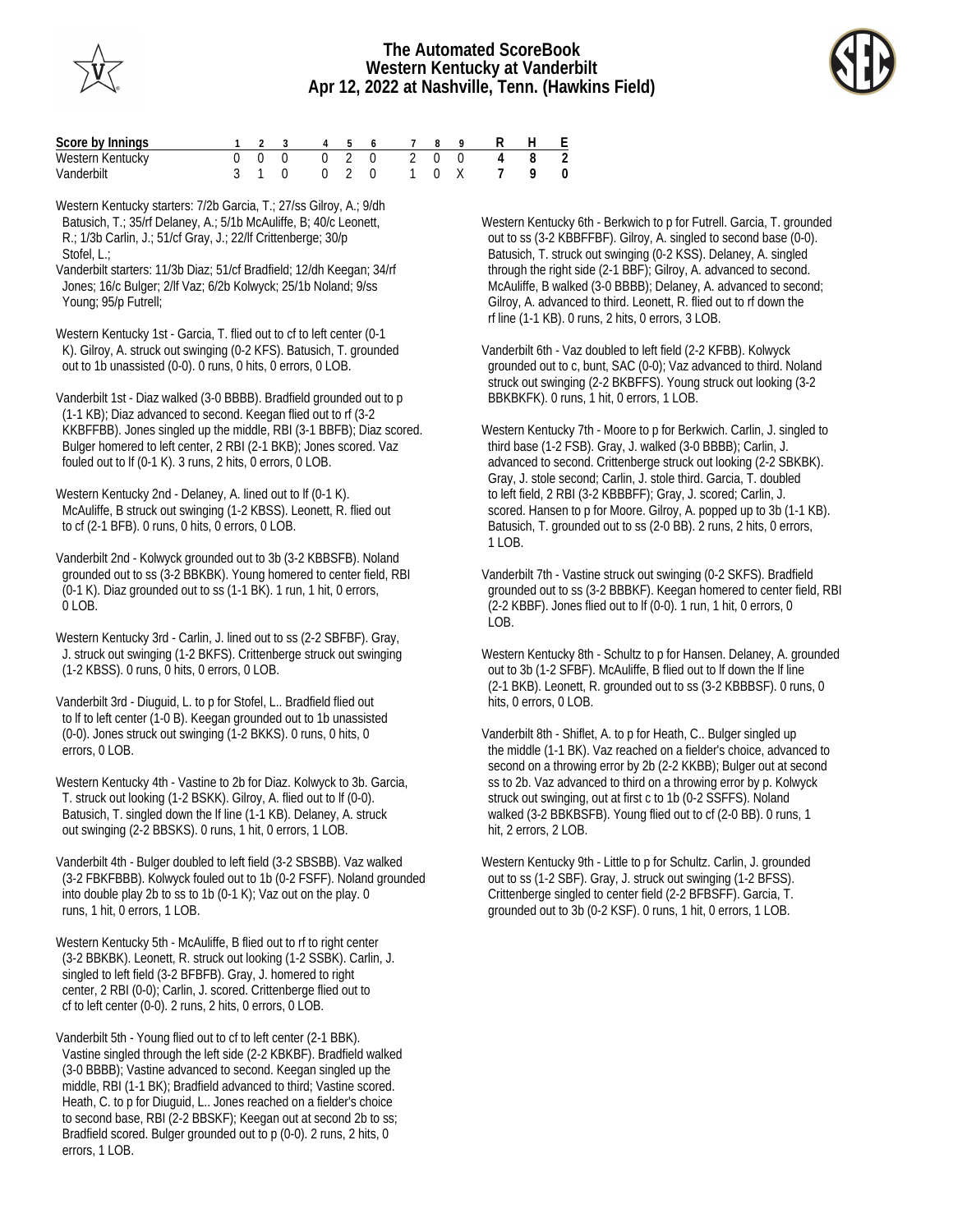# The Automated ScoreBook
# Western Kentucky at Vanderbilt
# Apr 12, 2022 at Nashville, Tenn. (Hawkins Field)

| Score by Innings | 1 | 2 | 3 | 4 | 5 | 6 | 7 | 8 | 9 | R | H | E |
|---|---|---|---|---|---|---|---|---|---|---|---|---|
| Western Kentucky | 0 | 0 | 0 | 0 | 2 | 0 | 2 | 0 | 0 | 4 | 8 | 2 |
| Vanderbilt | 3 | 1 | 0 | 0 | 2 | 0 | 1 | 0 | X | 7 | 9 | 0 |

Western Kentucky starters: 7/2b Garcia, T.; 27/ss Gilroy, A.; 9/dh Batusich, T.; 35/rf Delaney, A.; 5/1b McAuliffe, B; 40/c Leonett, R.; 1/3b Carlin, J.; 51/cf Gray, J.; 22/lf Crittenberge; 30/p Stofel, L.;

Vanderbilt starters: 11/3b Diaz; 51/cf Bradfield; 12/dh Keegan; 34/rf Jones; 16/c Bulger; 2/lf Vaz; 6/2b Kolwyck; 25/1b Noland; 9/ss Young; 95/p Futrell;

Western Kentucky 1st - Garcia, T. flied out to cf to left center (0-1 K). Gilroy, A. struck out swinging (0-2 KFS). Batusich, T. grounded out to 1b unassisted (0-0). 0 runs, 0 hits, 0 errors, 0 LOB.

Vanderbilt 1st - Diaz walked (3-0 BBBB). Bradfield grounded out to p (1-1 KB); Diaz advanced to second. Keegan flied out to rf (3-2 KKBFFBB). Jones singled up the middle, RBI (3-1 BBFB); Diaz scored. Bulger homered to left center, 2 RBI (2-1 BKB); Jones scored. Vaz fouled out to lf (0-1 K). 3 runs, 2 hits, 0 errors, 0 LOB.

Western Kentucky 2nd - Delaney, A. lined out to lf (0-1 K). McAuliffe, B struck out swinging (1-2 KBSS). Leonett, R. flied out to cf (2-1 BFB). 0 runs, 0 hits, 0 errors, 0 LOB.

Vanderbilt 2nd - Kolwyck grounded out to 3b (3-2 KBBSFB). Noland grounded out to ss (3-2 BBKBK). Young homered to center field, RBI (0-1 K). Diaz grounded out to ss (1-1 BK). 1 run, 1 hit, 0 errors, 0 LOB.

Western Kentucky 3rd - Carlin, J. lined out to ss (2-2 SBFBF). Gray, J. struck out swinging (1-2 BKFS). Crittenberge struck out swinging (1-2 KBSS). 0 runs, 0 hits, 0 errors, 0 LOB.

Vanderbilt 3rd - Diuguid, L. to p for Stofel, L.. Bradfield flied out to lf to left center (1-0 B). Keegan grounded out to 1b unassisted (0-0). Jones struck out swinging (1-2 BKKS). 0 runs, 0 hits, 0 errors, 0 LOB.

Western Kentucky 4th - Vastine to 2b for Diaz. Kolwyck to 3b. Garcia, T. struck out looking (1-2 BSKK). Gilroy, A. flied out to lf (0-0). Batusich, T. singled down the lf line (1-1 KB). Delaney, A. struck out swinging (2-2 BBSKS). 0 runs, 1 hit, 0 errors, 1 LOB.

Vanderbilt 4th - Bulger doubled to left field (3-2 SBSBB). Vaz walked (3-2 FBKFBBB). Kolwyck fouled out to 1b (0-2 FSFF). Noland grounded into double play 2b to ss to 1b (0-1 K); Vaz out on the play. 0 runs, 1 hit, 0 errors, 1 LOB.

Western Kentucky 5th - McAuliffe, B flied out to rf to right center (3-2 BBKBK). Leonett, R. struck out looking (1-2 SSBK). Carlin, J. singled to left field (3-2 BFBFB). Gray, J. homered to right center, 2 RBI (0-0); Carlin, J. scored. Crittenberge flied out to cf to left center (0-0). 2 runs, 2 hits, 0 errors, 0 LOB.

Vanderbilt 5th - Young flied out to cf to left center (2-1 BBK). Vastine singled through the left side (2-2 KBKBF). Bradfield walked (3-0 BBBB); Vastine advanced to second. Keegan singled up the middle, RBI (1-1 BK); Bradfield advanced to third; Vastine scored. Heath, C. to p for Diuguid, L.. Jones reached on a fielder's choice to second base, RBI (2-2 BBSKF); Keegan out at second 2b to ss; Bradfield scored. Bulger grounded out to p (0-0). 2 runs, 2 hits, 0 errors, 1 LOB.

Western Kentucky 6th - Berkwich to p for Futrell. Garcia, T. grounded out to ss (3-2 KBBFFBF). Gilroy, A. singled to second base (0-0). Batusich, T. struck out swinging (0-2 KSS). Delaney, A. singled through the right side (2-1 BBF); Gilroy, A. advanced to second. McAuliffe, B walked (3-0 BBBB); Delaney, A. advanced to second; Gilroy, A. advanced to third. Leonett, R. flied out to rf down the rf line (1-1 KB). 0 runs, 2 hits, 0 errors, 3 LOB.

Vanderbilt 6th - Vaz doubled to left field (2-2 KFBB). Kolwyck grounded out to c, bunt, SAC (0-0); Vaz advanced to third. Noland struck out swinging (2-2 BKBFFS). Young struck out looking (3-2 BBKBKFK). 0 runs, 1 hit, 0 errors, 1 LOB.

Western Kentucky 7th - Moore to p for Berkwich. Carlin, J. singled to third base (1-2 FSB). Gray, J. walked (3-0 BBBB); Carlin, J. advanced to second. Crittenberge struck out looking (2-2 SBKBK). Gray, J. stole second; Carlin, J. stole third. Garcia, T. doubled to left field, 2 RBI (3-2 KBBBFF); Gray, J. scored; Carlin, J. scored. Hansen to p for Moore. Gilroy, A. popped up to 3b (1-1 KB). Batusich, T. grounded out to ss (2-0 BB). 2 runs, 2 hits, 0 errors, 1 LOB.

Vanderbilt 7th - Vastine struck out swinging (0-2 SKFS). Bradfield grounded out to ss (3-2 BBBKF). Keegan homered to center field, RBI (2-2 KBBF). Jones flied out to lf (0-0). 1 run, 1 hit, 0 errors, 0 LOB.

Western Kentucky 8th - Schultz to p for Hansen. Delaney, A. grounded out to 3b (1-2 SFBF). McAuliffe, B flied out to lf down the lf line (2-1 BKB). Leonett, R. grounded out to ss (3-2 KBBBSF). 0 runs, 0 hits, 0 errors, 0 LOB.

Vanderbilt 8th - Shiflet, A. to p for Heath, C.. Bulger singled up the middle (1-1 BK). Vaz reached on a fielder's choice, advanced to second on a throwing error by 2b (2-2 KKBB); Bulger out at second ss to 2b. Vaz advanced to third on a throwing error by p. Kolwyck struck out swinging, out at first c to 1b (0-2 SSFFS). Noland walked (3-2 BBKBSFB). Young flied out to cf (2-0 BB). 0 runs, 1 hit, 2 errors, 2 LOB.

Western Kentucky 9th - Little to p for Schultz. Carlin, J. grounded out to ss (1-2 SBF). Gray, J. struck out swinging (1-2 BFSS). Crittenberge singled to center field (2-2 BFBSFF). Garcia, T. grounded out to 3b (0-2 KSF). 0 runs, 1 hit, 0 errors, 1 LOB.